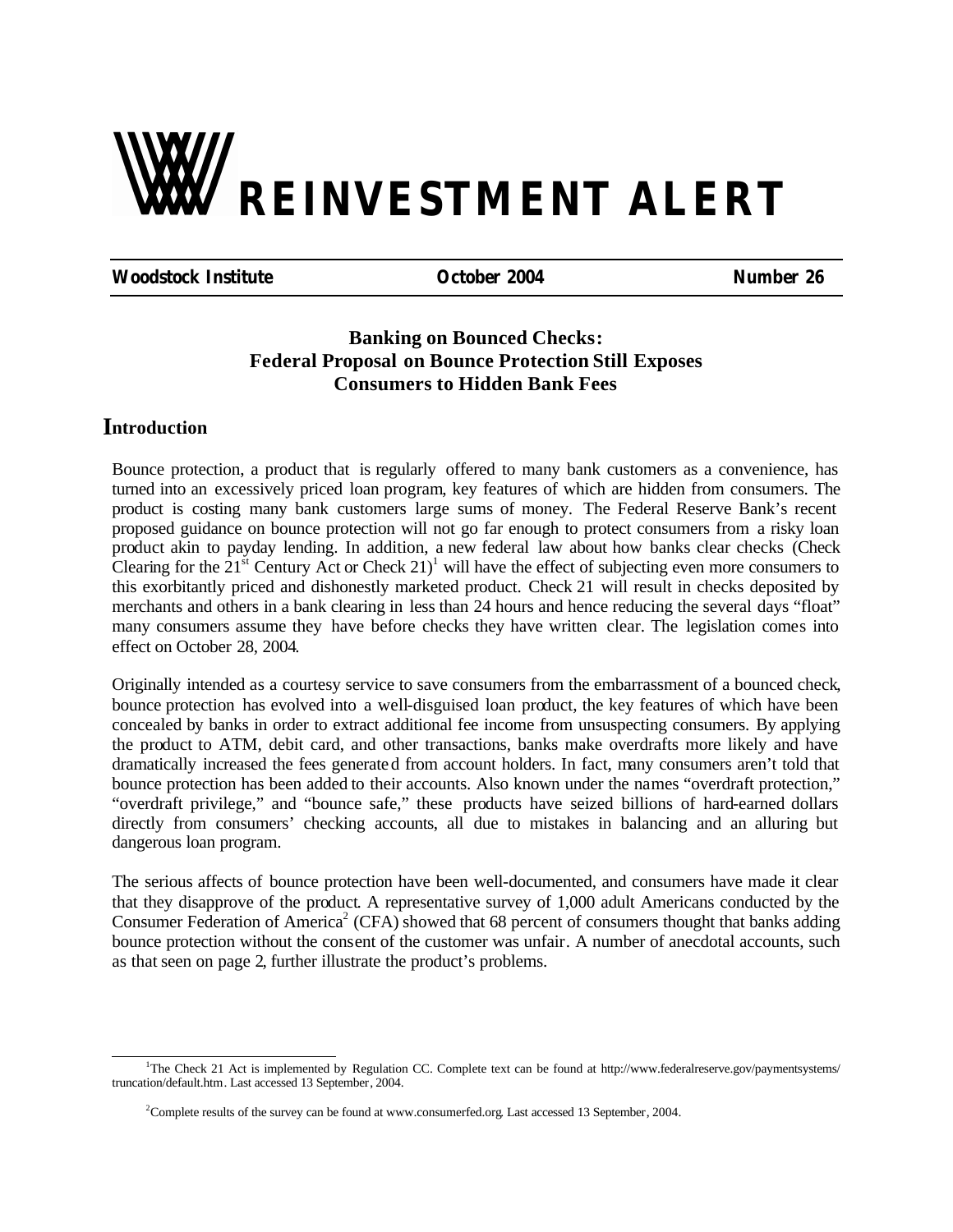# REINVESTMENT ALERT

**Woodstock Institute** | **October 2004** | **Number 26**

## Banking on Bounced Checks: Federal Proposal on Bounce Protection Still Exposes Consumers to Hidden Bank Fees

## Introduction

Bounce protection, a product that is regularly offered to many bank customers as a convenience, has turned into an excessively priced loan program, key features of which are hidden from consumers. The product is costing many bank customers large sums of money. The Federal Reserve Bank's recent proposed guidance on bounce protection will not go far enough to protect consumers from a risky loan product akin to payday lending. In addition, a new federal law about how banks clear checks (Check Clearing for the 21st Century Act or Check 21)[1] will have the effect of subjecting even more consumers to this exorbitantly priced and dishonestly marketed product. Check 21 will result in checks deposited by merchants and others in a bank clearing in less than 24 hours and hence reducing the several days "float" many consumers assume they have before checks they have written clear. The legislation comes into effect on October 28, 2004.

Originally intended as a courtesy service to save consumers from the embarrassment of a bounced check, bounce protection has evolved into a well-disguised loan product, the key features of which have been concealed by banks in order to extract additional fee income from unsuspecting consumers. By applying the product to ATM, debit card, and other transactions, banks make overdrafts more likely and have dramatically increased the fees generated from account holders. In fact, many consumers aren't told that bounce protection has been added to their accounts. Also known under the names "overdraft protection," "overdraft privilege," and "bounce safe," these products have seized billions of hard-earned dollars directly from consumers' checking accounts, all due to mistakes in balancing and an alluring but dangerous loan program.

The serious affects of bounce protection have been well-documented, and consumers have made it clear that they disapprove of the product. A representative survey of 1,000 adult Americans conducted by the Consumer Federation of America[2] (CFA) showed that 68 percent of consumers thought that banks adding bounce protection without the consent of the customer was unfair. A number of anecdotal accounts, such as that seen on page 2, further illustrate the product's problems.

---

[1] The Check 21 Act is implemented by Regulation CC. Complete text can be found at http://www.federalreserve.gov/paymentsystems/truncation/default.htm. Last accessed 13 September, 2004.

[2] Complete results of the survey can be found at www.consumerfed.org. Last accessed 13 September, 2004.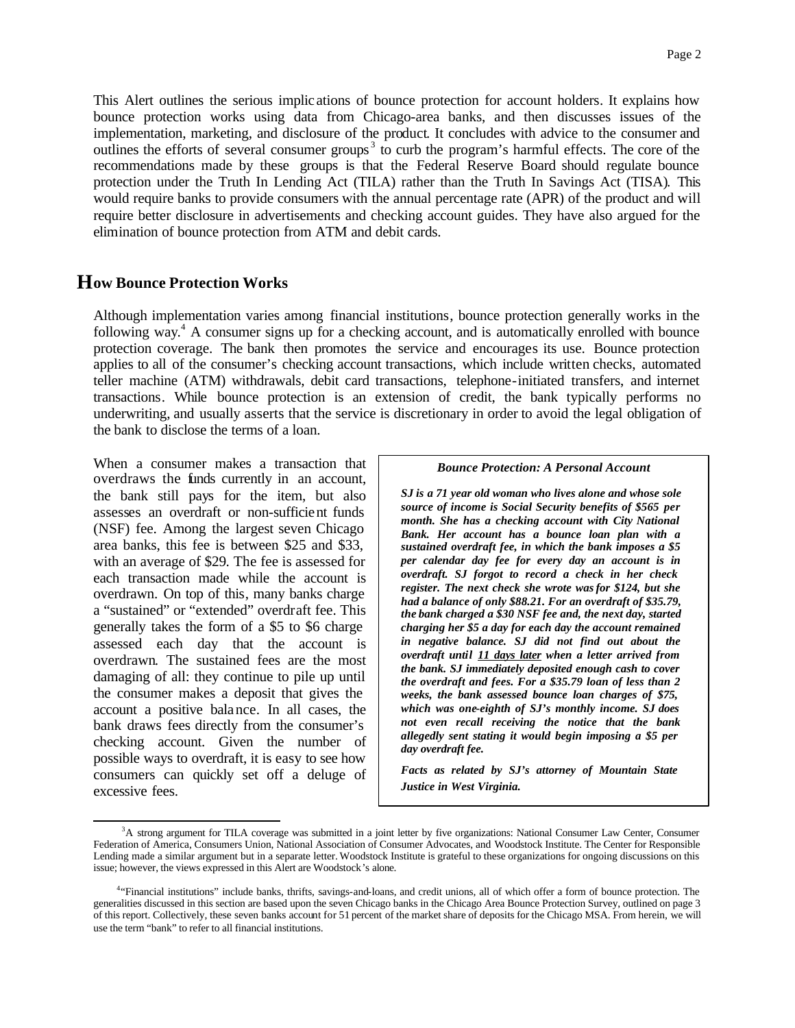This Alert outlines the serious implications of bounce protection for account holders. It explains how bounce protection works using data from Chicago-area banks, and then discusses issues of the implementation, marketing, and disclosure of the product. It concludes with advice to the consumer and outlines the efforts of several consumer groups[3] to curb the program's harmful effects. The core of the recommendations made by these groups is that the Federal Reserve Board should regulate bounce protection under the Truth In Lending Act (TILA) rather than the Truth In Savings Act (TISA). This would require banks to provide consumers with the annual percentage rate (APR) of the product and will require better disclosure in advertisements and checking account guides. They have also argued for the elimination of bounce protection from ATM and debit cards.

## How Bounce Protection Works

Although implementation varies among financial institutions, bounce protection generally works in the following way.[4] A consumer signs up for a checking account, and is automatically enrolled with bounce protection coverage. The bank then promotes the service and encourages its use. Bounce protection applies to all of the consumer's checking account transactions, which include written checks, automated teller machine (ATM) withdrawals, debit card transactions, telephone-initiated transfers, and internet transactions. While bounce protection is an extension of credit, the bank typically performs no underwriting, and usually asserts that the service is discretionary in order to avoid the legal obligation of the bank to disclose the terms of a loan.

When a consumer makes a transaction that overdraws the funds currently in an account, the bank still pays for the item, but also assesses an overdraft or non-sufficient funds (NSF) fee. Among the largest seven Chicago area banks, this fee is between $25 and $33, with an average of $29. The fee is assessed for each transaction made while the account is overdrawn. On top of this, many banks charge a "sustained" or "extended" overdraft fee. This generally takes the form of a $5 to $6 charge assessed each day that the account is overdrawn. The sustained fees are the most damaging of all: they continue to pile up until the consumer makes a deposit that gives the account a positive balance. In all cases, the bank draws fees directly from the consumer's checking account. Given the number of possible ways to overdraft, it is easy to see how consumers can quickly set off a deluge of excessive fees.

> ***Bounce Protection: A Personal Account***
>
> ***SJ is a 71 year old woman who lives alone and whose sole source of income is Social Security benefits of $565 per month. She has a checking account with City National Bank. Her account has a bounce loan plan with a sustained overdraft fee, in which the bank imposes a $5 per calendar day fee for every day an account is in overdraft. SJ forgot to record a check in her check register. The next check she wrote was for $124, but she had a balance of only $88.21. For an overdraft of $35.79, the bank charged a $30 NSF fee and, the next day, started charging her $5 a day for each day the account remained in negative balance. SJ did not find out about the overdraft until <u>11 days later</u> when a letter arrived from the bank. SJ immediately deposited enough cash to cover the overdraft and fees. For a $35.79 loan of less than 2 weeks, the bank assessed bounce loan charges of $75, which was one-eighth of SJ's monthly income. SJ does not even recall receiving the notice that the bank allegedly sent stating it would begin imposing a $5 per day overdraft fee.***
>
> ***Facts as related by SJ's attorney of Mountain State Justice in West Virginia.***

---

[3] A strong argument for TILA coverage was submitted in a joint letter by five organizations: National Consumer Law Center, Consumer Federation of America, Consumers Union, National Association of Consumer Advocates, and Woodstock Institute. The Center for Responsible Lending made a similar argument but in a separate letter. Woodstock Institute is grateful to these organizations for ongoing discussions on this issue; however, the views expressed in this Alert are Woodstock's alone.

[4] "Financial institutions" include banks, thrifts, savings-and-loans, and credit unions, all of which offer a form of bounce protection. The generalities discussed in this section are based upon the seven Chicago banks in the Chicago Area Bounce Protection Survey, outlined on page 3 of this report. Collectively, these seven banks account for 51 percent of the market share of deposits for the Chicago MSA. From herein, we will use the term "bank" to refer to all financial institutions.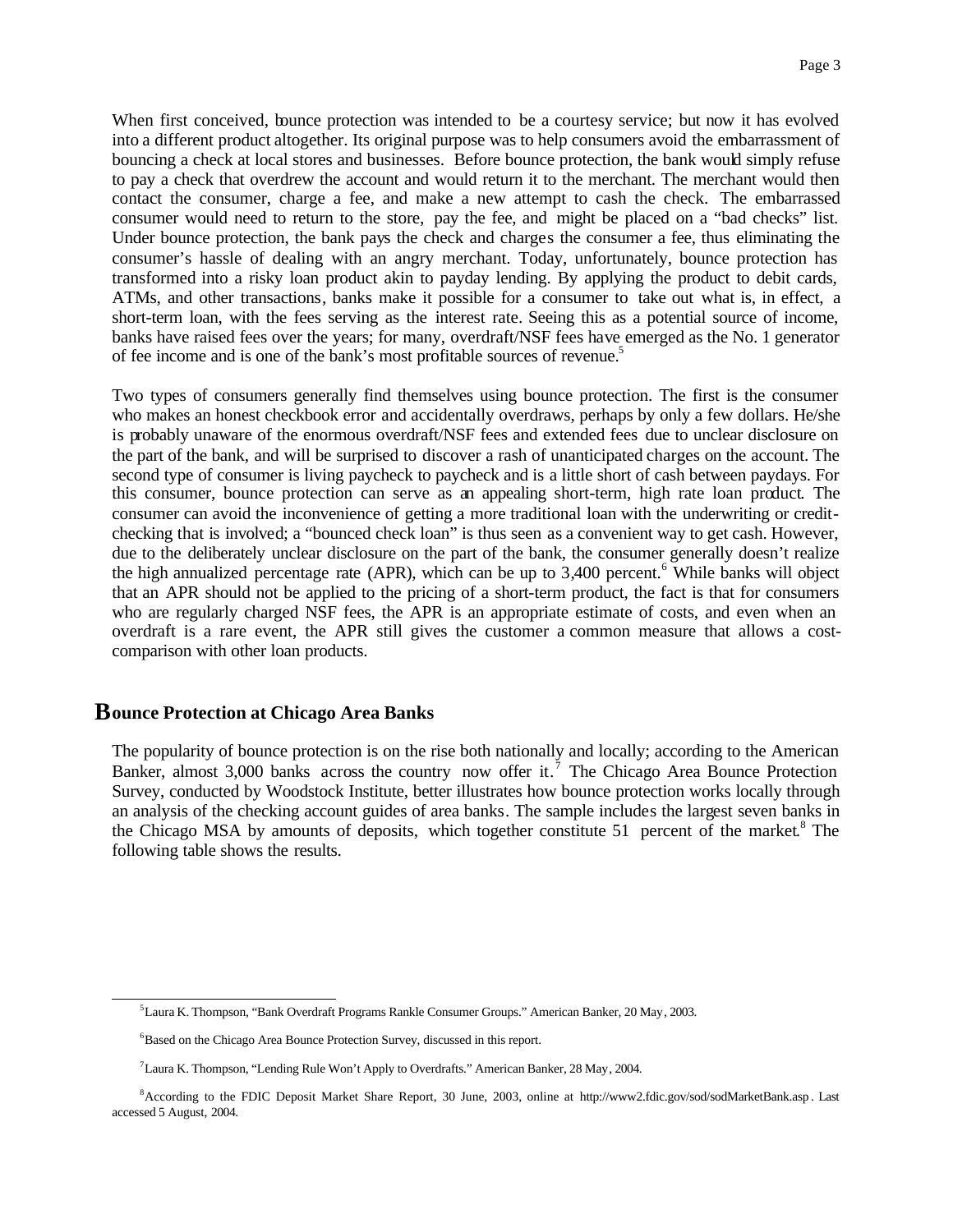When first conceived, bounce protection was intended to be a courtesy service; but now it has evolved into a different product altogether. Its original purpose was to help consumers avoid the embarrassment of bouncing a check at local stores and businesses. Before bounce protection, the bank would simply refuse to pay a check that overdrew the account and would return it to the merchant. The merchant would then contact the consumer, charge a fee, and make a new attempt to cash the check. The embarrassed consumer would need to return to the store, pay the fee, and might be placed on a "bad checks" list. Under bounce protection, the bank pays the check and charges the consumer a fee, thus eliminating the consumer's hassle of dealing with an angry merchant. Today, unfortunately, bounce protection has transformed into a risky loan product akin to payday lending. By applying the product to debit cards, ATMs, and other transactions, banks make it possible for a consumer to take out what is, in effect, a short-term loan, with the fees serving as the interest rate. Seeing this as a potential source of income, banks have raised fees over the years; for many, overdraft/NSF fees have emerged as the No. 1 generator of fee income and is one of the bank's most profitable sources of revenue.[5]

Two types of consumers generally find themselves using bounce protection. The first is the consumer who makes an honest checkbook error and accidentally overdraws, perhaps by only a few dollars. He/she is probably unaware of the enormous overdraft/NSF fees and extended fees due to unclear disclosure on the part of the bank, and will be surprised to discover a rash of unanticipated charges on the account. The second type of consumer is living paycheck to paycheck and is a little short of cash between paydays. For this consumer, bounce protection can serve as an appealing short-term, high rate loan product. The consumer can avoid the inconvenience of getting a more traditional loan with the underwriting or credit-checking that is involved; a "bounced check loan" is thus seen as a convenient way to get cash. However, due to the deliberately unclear disclosure on the part of the bank, the consumer generally doesn't realize the high annualized percentage rate (APR), which can be up to 3,400 percent.[6] While banks will object that an APR should not be applied to the pricing of a short-term product, the fact is that for consumers who are regularly charged NSF fees, the APR is an appropriate estimate of costs, and even when an overdraft is a rare event, the APR still gives the customer a common measure that allows a cost-comparison with other loan products.

## Bounce Protection at Chicago Area Banks

The popularity of bounce protection is on the rise both nationally and locally; according to the American Banker, almost 3,000 banks across the country now offer it.[7] The Chicago Area Bounce Protection Survey, conducted by Woodstock Institute, better illustrates how bounce protection works locally through an analysis of the checking account guides of area banks. The sample includes the largest seven banks in the Chicago MSA by amounts of deposits, which together constitute 51 percent of the market.[8] The following table shows the results.

---

[5] Laura K. Thompson, "Bank Overdraft Programs Rankle Consumer Groups." American Banker, 20 May, 2003.

[6] Based on the Chicago Area Bounce Protection Survey, discussed in this report.

[7] Laura K. Thompson, "Lending Rule Won't Apply to Overdrafts." American Banker, 28 May, 2004.

[8] According to the FDIC Deposit Market Share Report, 30 June, 2003, online at http://www2.fdic.gov/sod/sodMarketBank.asp. Last accessed 5 August, 2004.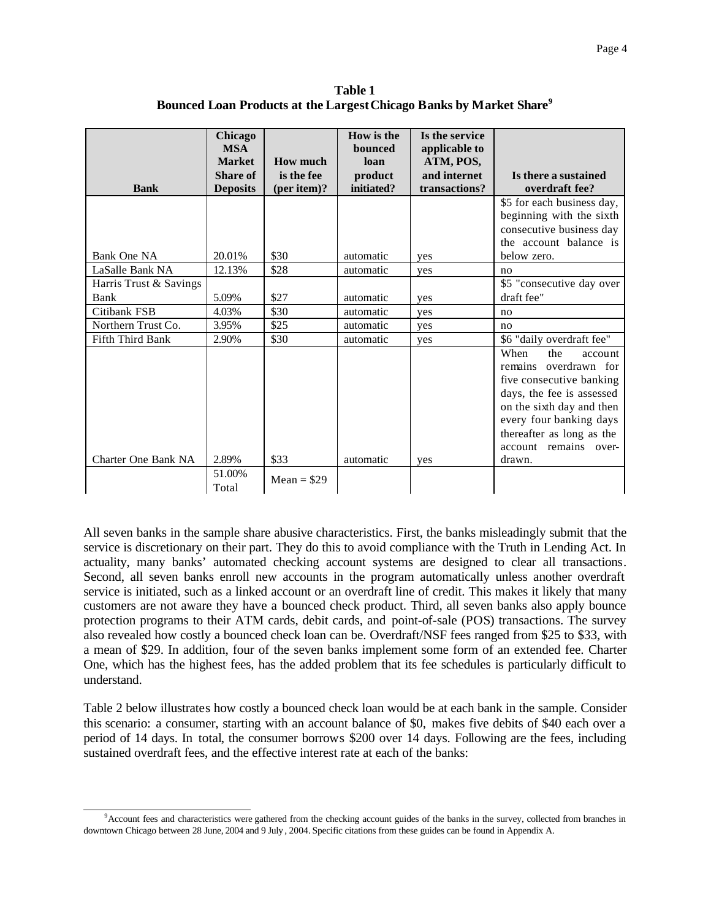**Table 1**
**Bounced Loan Products at the Largest Chicago Banks by Market Share**[9]

| Bank | Chicago MSA Market Share of Deposits | How much is the fee (per item)? | How is the bounced loan product initiated? | Is the service applicable to ATM, POS, and internet transactions? | Is there a sustained overdraft fee? |
|---|---|---|---|---|---|
| Bank One NA | 20.01% | $30 | automatic | yes | $5 for each business day, beginning with the sixth consecutive business day the account balance is below zero. |
| LaSalle Bank NA | 12.13% | $28 | automatic | yes | no |
| Harris Trust & Savings Bank | 5.09% | $27 | automatic | yes | $5 "consecutive day over draft fee" |
| Citibank FSB | 4.03% | $30 | automatic | yes | no |
| Northern Trust Co. | 3.95% | $25 | automatic | yes | no |
| Fifth Third Bank | 2.90% | $30 | automatic | yes | $6 "daily overdraft fee" |
| Charter One Bank NA | 2.89% | $33 | automatic | yes | When the account remains overdrawn for five consecutive banking days, the fee is assessed on the sixth day and then every four banking days thereafter as long as the account remains over-drawn. |
| | 51.00% Total | Mean = $29 | | | |

All seven banks in the sample share abusive characteristics. First, the banks misleadingly submit that the service is discretionary on their part. They do this to avoid compliance with the Truth in Lending Act. In actuality, many banks' automated checking account systems are designed to clear all transactions. Second, all seven banks enroll new accounts in the program automatically unless another overdraft service is initiated, such as a linked account or an overdraft line of credit. This makes it likely that many customers are not aware they have a bounced check product. Third, all seven banks also apply bounce protection programs to their ATM cards, debit cards, and point-of-sale (POS) transactions. The survey also revealed how costly a bounced check loan can be. Overdraft/NSF fees ranged from $25 to $33, with a mean of $29. In addition, four of the seven banks implement some form of an extended fee. Charter One, which has the highest fees, has the added problem that its fee schedules is particularly difficult to understand.

Table 2 below illustrates how costly a bounced check loan would be at each bank in the sample. Consider this scenario: a consumer, starting with an account balance of $0, makes five debits of $40 each over a period of 14 days. In total, the consumer borrows $200 over 14 days. Following are the fees, including sustained overdraft fees, and the effective interest rate at each of the banks:

[9] Account fees and characteristics were gathered from the checking account guides of the banks in the survey, collected from branches in downtown Chicago between 28 June, 2004 and 9 July, 2004. Specific citations from these guides can be found in Appendix A.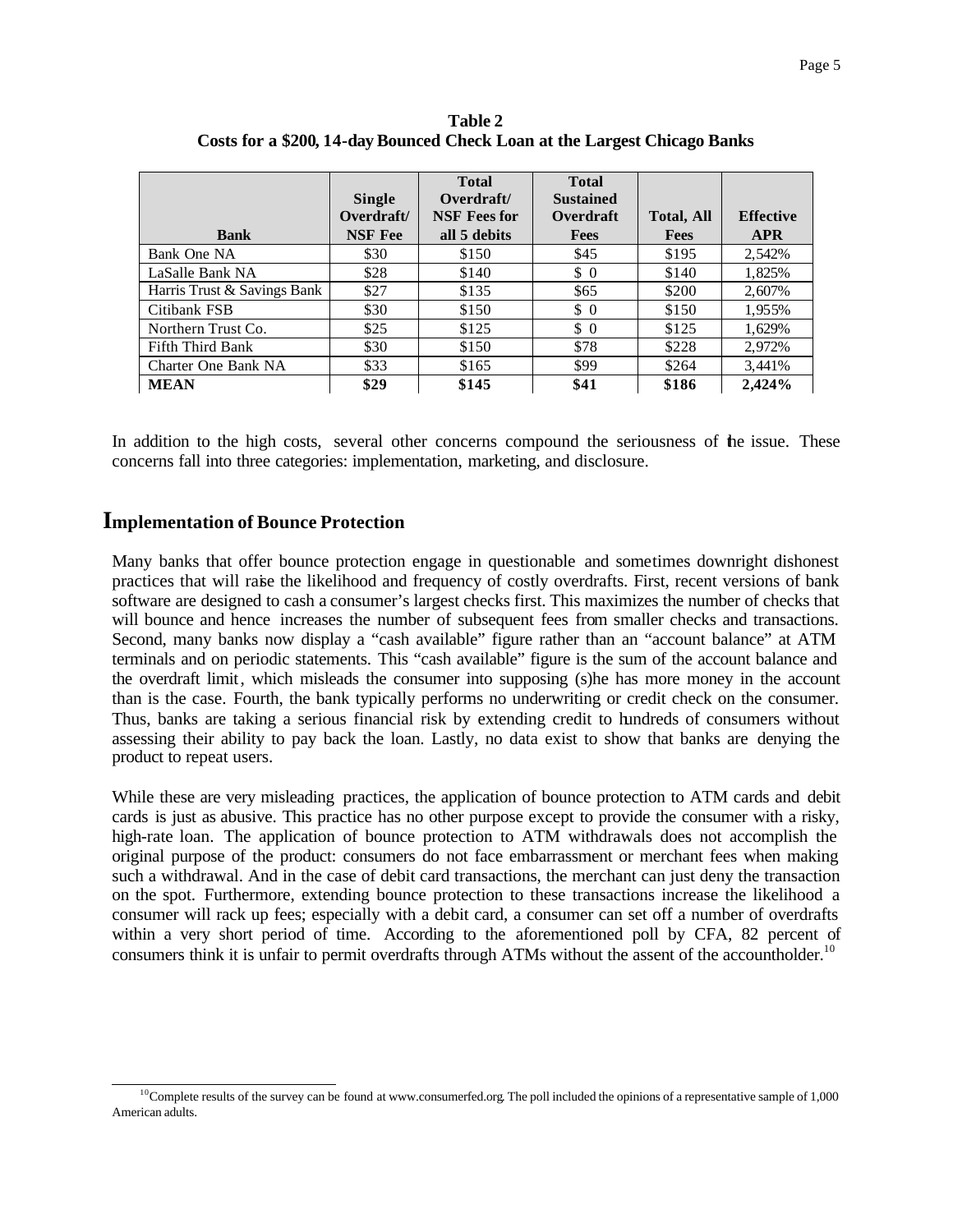**Table 2**
**Costs for a $200, 14-day Bounced Check Loan at the Largest Chicago Banks**

| Bank | Single Overdraft/ NSF Fee | Total Overdraft/ NSF Fees for all 5 debits | Total Sustained Overdraft Fees | Total, All Fees | Effective APR |
|---|---|---|---|---|---|
| Bank One NA | $30 | $150 | $45 | $195 | 2,542% |
| LaSalle Bank NA | $28 | $140 | $ 0 | $140 | 1,825% |
| Harris Trust & Savings Bank | $27 | $135 | $65 | $200 | 2,607% |
| Citibank FSB | $30 | $150 | $ 0 | $150 | 1,955% |
| Northern Trust Co. | $25 | $125 | $ 0 | $125 | 1,629% |
| Fifth Third Bank | $30 | $150 | $78 | $228 | 2,972% |
| Charter One Bank NA | $33 | $165 | $99 | $264 | 3,441% |
| **MEAN** | **$29** | **$145** | **$41** | **$186** | **2,424%** |

In addition to the high costs, several other concerns compound the seriousness of the issue. These concerns fall into three categories: implementation, marketing, and disclosure.

## Implementation of Bounce Protection

Many banks that offer bounce protection engage in questionable and sometimes downright dishonest practices that will raise the likelihood and frequency of costly overdrafts. First, recent versions of bank software are designed to cash a consumer's largest checks first. This maximizes the number of checks that will bounce and hence increases the number of subsequent fees from smaller checks and transactions. Second, many banks now display a "cash available" figure rather than an "account balance" at ATM terminals and on periodic statements. This "cash available" figure is the sum of the account balance and the overdraft limit, which misleads the consumer into supposing (s)he has more money in the account than is the case. Fourth, the bank typically performs no underwriting or credit check on the consumer. Thus, banks are taking a serious financial risk by extending credit to hundreds of consumers without assessing their ability to pay back the loan. Lastly, no data exist to show that banks are denying the product to repeat users.

While these are very misleading practices, the application of bounce protection to ATM cards and debit cards is just as abusive. This practice has no other purpose except to provide the consumer with a risky, high-rate loan. The application of bounce protection to ATM withdrawals does not accomplish the original purpose of the product: consumers do not face embarrassment or merchant fees when making such a withdrawal. And in the case of debit card transactions, the merchant can just deny the transaction on the spot. Furthermore, extending bounce protection to these transactions increase the likelihood a consumer will rack up fees; especially with a debit card, a consumer can set off a number of overdrafts within a very short period of time. According to the aforementioned poll by CFA, 82 percent of consumers think it is unfair to permit overdrafts through ATMs without the assent of the accountholder.[10]

[10]Complete results of the survey can be found at www.consumerfed.org. The poll included the opinions of a representative sample of 1,000 American adults.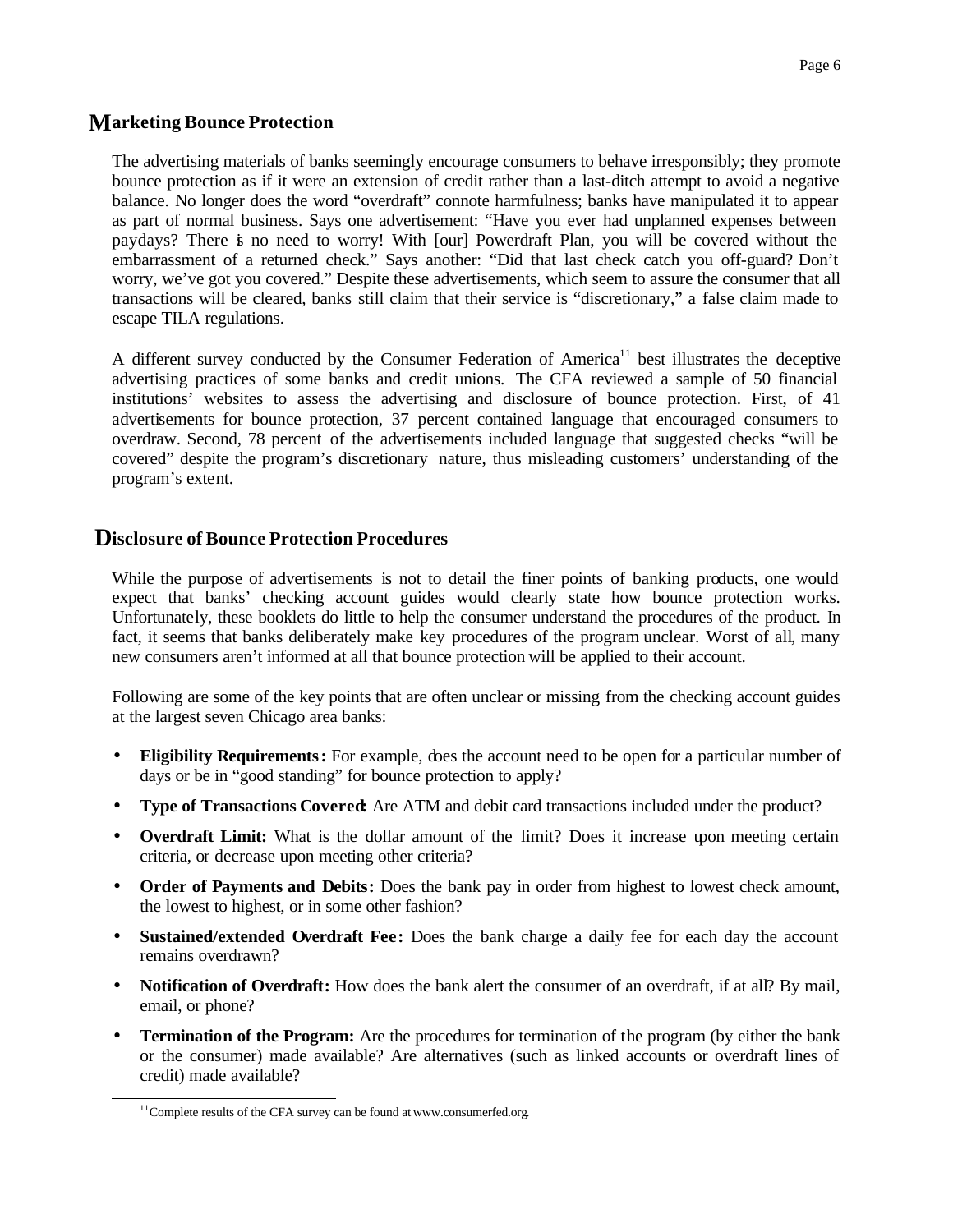## Marketing Bounce Protection

The advertising materials of banks seemingly encourage consumers to behave irresponsibly; they promote bounce protection as if it were an extension of credit rather than a last-ditch attempt to avoid a negative balance. No longer does the word "overdraft" connote harmfulness; banks have manipulated it to appear as part of normal business. Says one advertisement: "Have you ever had unplanned expenses between paydays? There is no need to worry! With [our] Powerdraft Plan, you will be covered without the embarrassment of a returned check." Says another: "Did that last check catch you off-guard? Don't worry, we've got you covered." Despite these advertisements, which seem to assure the consumer that all transactions will be cleared, banks still claim that their service is "discretionary," a false claim made to escape TILA regulations.

A different survey conducted by the Consumer Federation of America[11] best illustrates the deceptive advertising practices of some banks and credit unions. The CFA reviewed a sample of 50 financial institutions' websites to assess the advertising and disclosure of bounce protection. First, of 41 advertisements for bounce protection, 37 percent contained language that encouraged consumers to overdraw. Second, 78 percent of the advertisements included language that suggested checks "will be covered" despite the program's discretionary nature, thus misleading customers' understanding of the program's extent.

## Disclosure of Bounce Protection Procedures

While the purpose of advertisements is not to detail the finer points of banking products, one would expect that banks' checking account guides would clearly state how bounce protection works. Unfortunately, these booklets do little to help the consumer understand the procedures of the product. In fact, it seems that banks deliberately make key procedures of the program unclear. Worst of all, many new consumers aren't informed at all that bounce protection will be applied to their account.

Following are some of the key points that are often unclear or missing from the checking account guides at the largest seven Chicago area banks:

- **Eligibility Requirements:** For example, does the account need to be open for a particular number of days or be in "good standing" for bounce protection to apply?
- **Type of Transactions Covered:** Are ATM and debit card transactions included under the product?
- **Overdraft Limit:** What is the dollar amount of the limit? Does it increase upon meeting certain criteria, or decrease upon meeting other criteria?
- **Order of Payments and Debits:** Does the bank pay in order from highest to lowest check amount, the lowest to highest, or in some other fashion?
- **Sustained/extended Overdraft Fee:** Does the bank charge a daily fee for each day the account remains overdrawn?
- **Notification of Overdraft:** How does the bank alert the consumer of an overdraft, if at all? By mail, email, or phone?
- **Termination of the Program:** Are the procedures for termination of the program (by either the bank or the consumer) made available? Are alternatives (such as linked accounts or overdraft lines of credit) made available?

[11] Complete results of the CFA survey can be found at www.consumerfed.org.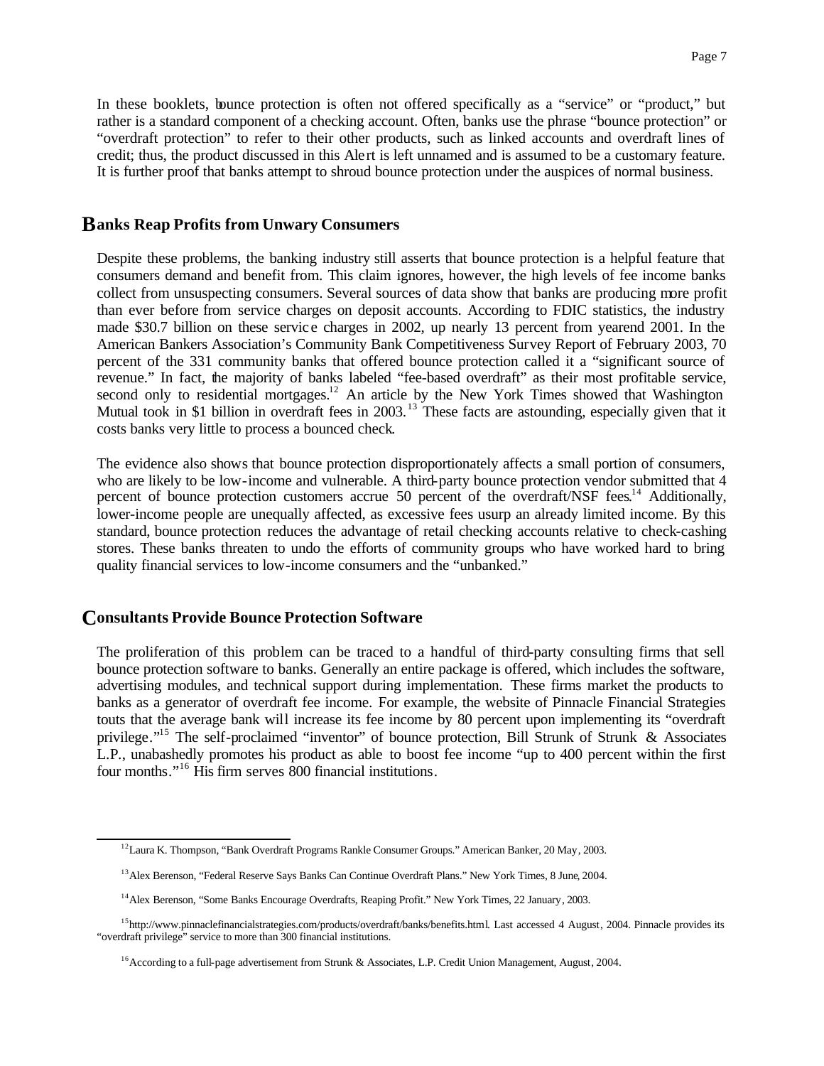In these booklets, bounce protection is often not offered specifically as a "service" or "product," but rather is a standard component of a checking account. Often, banks use the phrase "bounce protection" or "overdraft protection" to refer to their other products, such as linked accounts and overdraft lines of credit; thus, the product discussed in this Alert is left unnamed and is assumed to be a customary feature. It is further proof that banks attempt to shroud bounce protection under the auspices of normal business.

## Banks Reap Profits from Unwary Consumers

Despite these problems, the banking industry still asserts that bounce protection is a helpful feature that consumers demand and benefit from. This claim ignores, however, the high levels of fee income banks collect from unsuspecting consumers. Several sources of data show that banks are producing more profit than ever before from service charges on deposit accounts. According to FDIC statistics, the industry made $30.7 billion on these service charges in 2002, up nearly 13 percent from yearend 2001. In the American Bankers Association's Community Bank Competitiveness Survey Report of February 2003, 70 percent of the 331 community banks that offered bounce protection called it a "significant source of revenue." In fact, the majority of banks labeled "fee-based overdraft" as their most profitable service, second only to residential mortgages.[12] An article by the New York Times showed that Washington Mutual took in $1 billion in overdraft fees in 2003.[13] These facts are astounding, especially given that it costs banks very little to process a bounced check.

The evidence also shows that bounce protection disproportionately affects a small portion of consumers, who are likely to be low-income and vulnerable. A third-party bounce protection vendor submitted that 4 percent of bounce protection customers accrue 50 percent of the overdraft/NSF fees.[14] Additionally, lower-income people are unequally affected, as excessive fees usurp an already limited income. By this standard, bounce protection reduces the advantage of retail checking accounts relative to check-cashing stores. These banks threaten to undo the efforts of community groups who have worked hard to bring quality financial services to low-income consumers and the "unbanked."

## Consultants Provide Bounce Protection Software

The proliferation of this problem can be traced to a handful of third-party consulting firms that sell bounce protection software to banks. Generally an entire package is offered, which includes the software, advertising modules, and technical support during implementation. These firms market the products to banks as a generator of overdraft fee income. For example, the website of Pinnacle Financial Strategies touts that the average bank will increase its fee income by 80 percent upon implementing its "overdraft privilege."[15] The self-proclaimed "inventor" of bounce protection, Bill Strunk of Strunk & Associates L.P., unabashedly promotes his product as able to boost fee income "up to 400 percent within the first four months."[16] His firm serves 800 financial institutions.

---

[12] Laura K. Thompson, "Bank Overdraft Programs Rankle Consumer Groups." American Banker, 20 May, 2003.

[13] Alex Berenson, "Federal Reserve Says Banks Can Continue Overdraft Plans." New York Times, 8 June, 2004.

[14] Alex Berenson, "Some Banks Encourage Overdrafts, Reaping Profit." New York Times, 22 January, 2003.

[15] http://www.pinnaclefinancialstrategies.com/products/overdraft/banks/benefits.html. Last accessed 4 August, 2004. Pinnacle provides its "overdraft privilege" service to more than 300 financial institutions.

[16] According to a full-page advertisement from Strunk & Associates, L.P. Credit Union Management, August, 2004.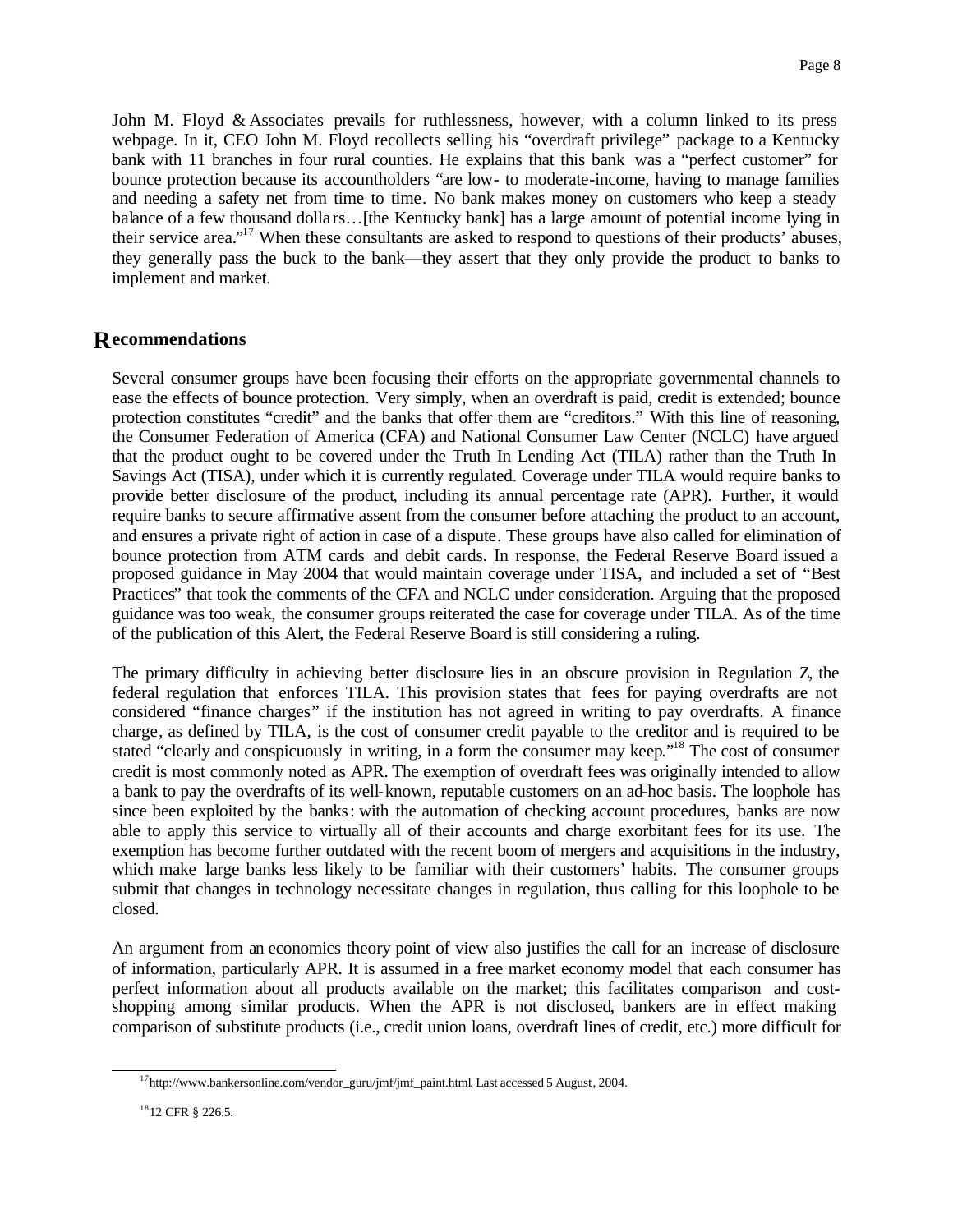John M. Floyd & Associates prevails for ruthlessness, however, with a column linked to its press webpage. In it, CEO John M. Floyd recollects selling his "overdraft privilege" package to a Kentucky bank with 11 branches in four rural counties. He explains that this bank was a "perfect customer" for bounce protection because its accountholders "are low- to moderate-income, having to manage families and needing a safety net from time to time. No bank makes money on customers who keep a steady balance of a few thousand dollars…[the Kentucky bank] has a large amount of potential income lying in their service area."[17] When these consultants are asked to respond to questions of their products' abuses, they generally pass the buck to the bank—they assert that they only provide the product to banks to implement and market.

## Recommendations

Several consumer groups have been focusing their efforts on the appropriate governmental channels to ease the effects of bounce protection. Very simply, when an overdraft is paid, credit is extended; bounce protection constitutes "credit" and the banks that offer them are "creditors." With this line of reasoning, the Consumer Federation of America (CFA) and National Consumer Law Center (NCLC) have argued that the product ought to be covered under the Truth In Lending Act (TILA) rather than the Truth In Savings Act (TISA), under which it is currently regulated. Coverage under TILA would require banks to provide better disclosure of the product, including its annual percentage rate (APR). Further, it would require banks to secure affirmative assent from the consumer before attaching the product to an account, and ensures a private right of action in case of a dispute. These groups have also called for elimination of bounce protection from ATM cards and debit cards. In response, the Federal Reserve Board issued a proposed guidance in May 2004 that would maintain coverage under TISA, and included a set of "Best Practices" that took the comments of the CFA and NCLC under consideration. Arguing that the proposed guidance was too weak, the consumer groups reiterated the case for coverage under TILA. As of the time of the publication of this Alert, the Federal Reserve Board is still considering a ruling.

The primary difficulty in achieving better disclosure lies in an obscure provision in Regulation Z, the federal regulation that enforces TILA. This provision states that fees for paying overdrafts are not considered "finance charges" if the institution has not agreed in writing to pay overdrafts. A finance charge, as defined by TILA, is the cost of consumer credit payable to the creditor and is required to be stated "clearly and conspicuously in writing, in a form the consumer may keep."[18] The cost of consumer credit is most commonly noted as APR. The exemption of overdraft fees was originally intended to allow a bank to pay the overdrafts of its well-known, reputable customers on an ad-hoc basis. The loophole has since been exploited by the banks: with the automation of checking account procedures, banks are now able to apply this service to virtually all of their accounts and charge exorbitant fees for its use. The exemption has become further outdated with the recent boom of mergers and acquisitions in the industry, which make large banks less likely to be familiar with their customers' habits. The consumer groups submit that changes in technology necessitate changes in regulation, thus calling for this loophole to be closed.

An argument from an economics theory point of view also justifies the call for an increase of disclosure of information, particularly APR. It is assumed in a free market economy model that each consumer has perfect information about all products available on the market; this facilitates comparison and cost-shopping among similar products. When the APR is not disclosed, bankers are in effect making comparison of substitute products (i.e., credit union loans, overdraft lines of credit, etc.) more difficult for

---

[17] http://www.bankersonline.com/vendor_guru/jmf/jmf_paint.html. Last accessed 5 August, 2004.

[18] 12 CFR § 226.5.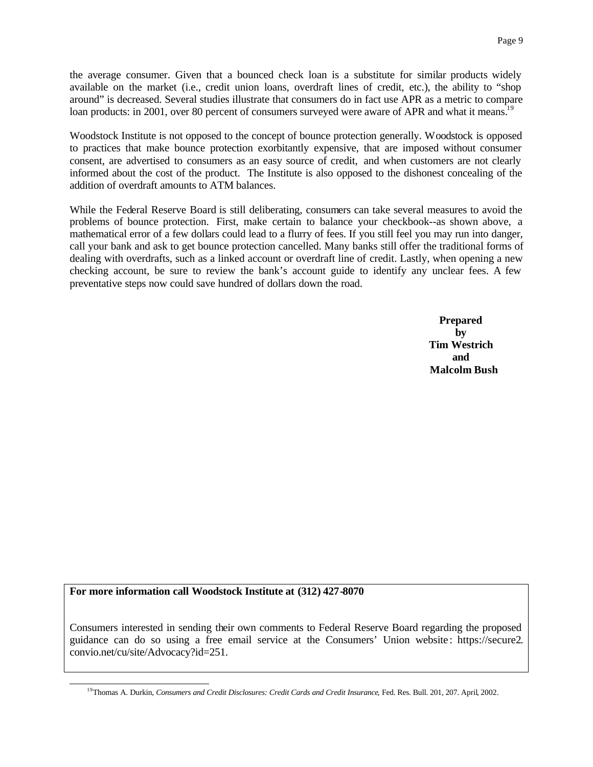the average consumer. Given that a bounced check loan is a substitute for similar products widely available on the market (i.e., credit union loans, overdraft lines of credit, etc.), the ability to "shop around" is decreased. Several studies illustrate that consumers do in fact use APR as a metric to compare loan products: in 2001, over 80 percent of consumers surveyed were aware of APR and what it means.[19]

Woodstock Institute is not opposed to the concept of bounce protection generally. Woodstock is opposed to practices that make bounce protection exorbitantly expensive, that are imposed without consumer consent, are advertised to consumers as an easy source of credit, and when customers are not clearly informed about the cost of the product. The Institute is also opposed to the dishonest concealing of the addition of overdraft amounts to ATM balances.

While the Federal Reserve Board is still deliberating, consumers can take several measures to avoid the problems of bounce protection. First, make certain to balance your checkbook--as shown above, a mathematical error of a few dollars could lead to a flurry of fees. If you still feel you may run into danger, call your bank and ask to get bounce protection cancelled. Many banks still offer the traditional forms of dealing with overdrafts, such as a linked account or overdraft line of credit. Lastly, when opening a new checking account, be sure to review the bank's account guide to identify any unclear fees. A few preventative steps now could save hundred of dollars down the road.

**Prepared**
**by**
**Tim Westrich**
**and**
**Malcolm Bush**

**For more information call Woodstock Institute at (312) 427-8070**

Consumers interested in sending their own comments to Federal Reserve Board regarding the proposed guidance can do so using a free email service at the Consumers' Union website: https://secure2.convio.net/cu/site/Advocacy?id=251.

[19] Thomas A. Durkin, *Consumers and Credit Disclosures: Credit Cards and Credit Insurance*, Fed. Res. Bull. 201, 207. April, 2002.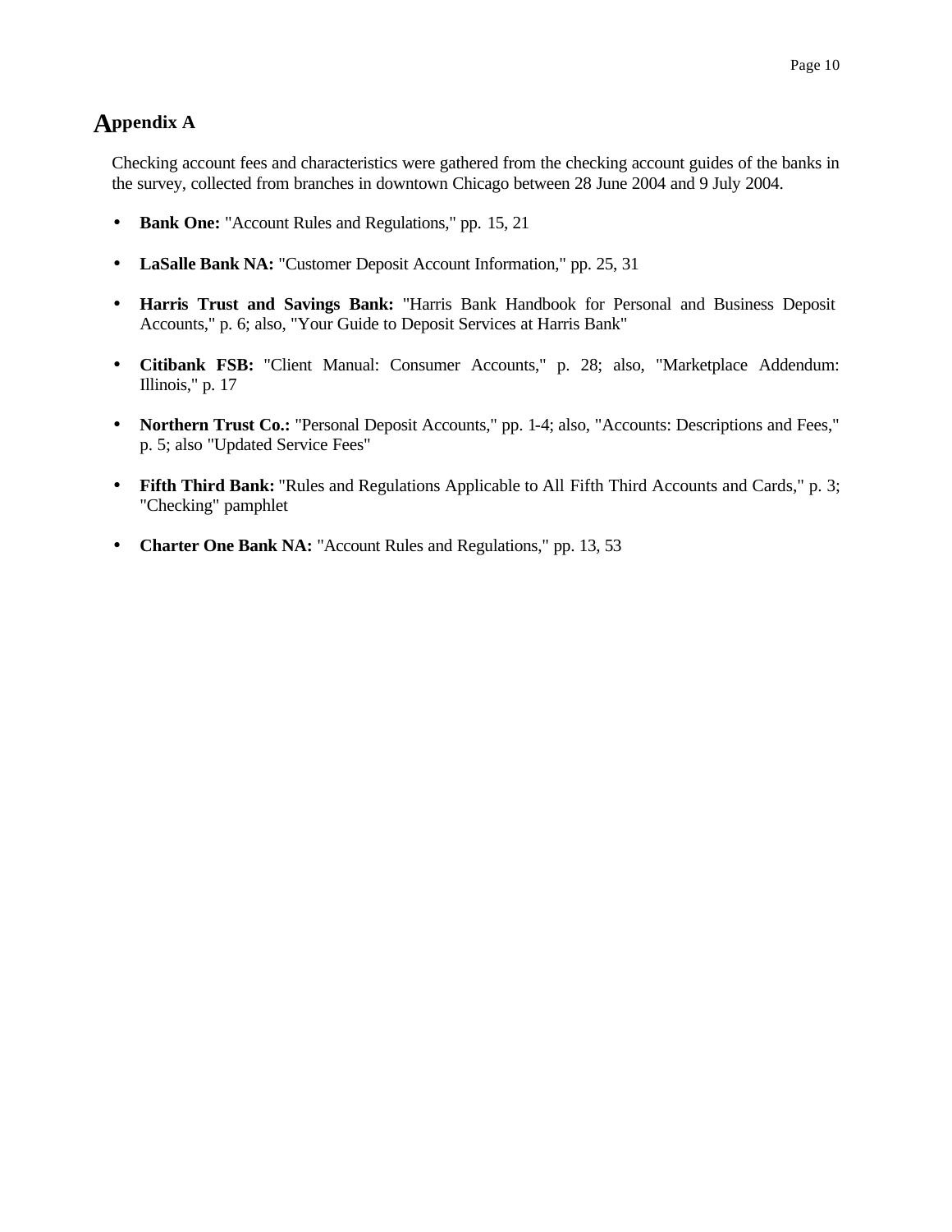# Appendix A

Checking account fees and characteristics were gathered from the checking account guides of the banks in the survey, collected from branches in downtown Chicago between 28 June 2004 and 9 July 2004.

- **Bank One:** "Account Rules and Regulations," pp. 15, 21
- **LaSalle Bank NA:** "Customer Deposit Account Information," pp. 25, 31
- **Harris Trust and Savings Bank:** "Harris Bank Handbook for Personal and Business Deposit Accounts," p. 6; also, "Your Guide to Deposit Services at Harris Bank"
- **Citibank FSB:** "Client Manual: Consumer Accounts," p. 28; also, "Marketplace Addendum: Illinois," p. 17
- **Northern Trust Co.:** "Personal Deposit Accounts," pp. 1-4; also, "Accounts: Descriptions and Fees," p. 5; also "Updated Service Fees"
- **Fifth Third Bank:** "Rules and Regulations Applicable to All Fifth Third Accounts and Cards," p. 3; "Checking" pamphlet
- **Charter One Bank NA:** "Account Rules and Regulations," pp. 13, 53